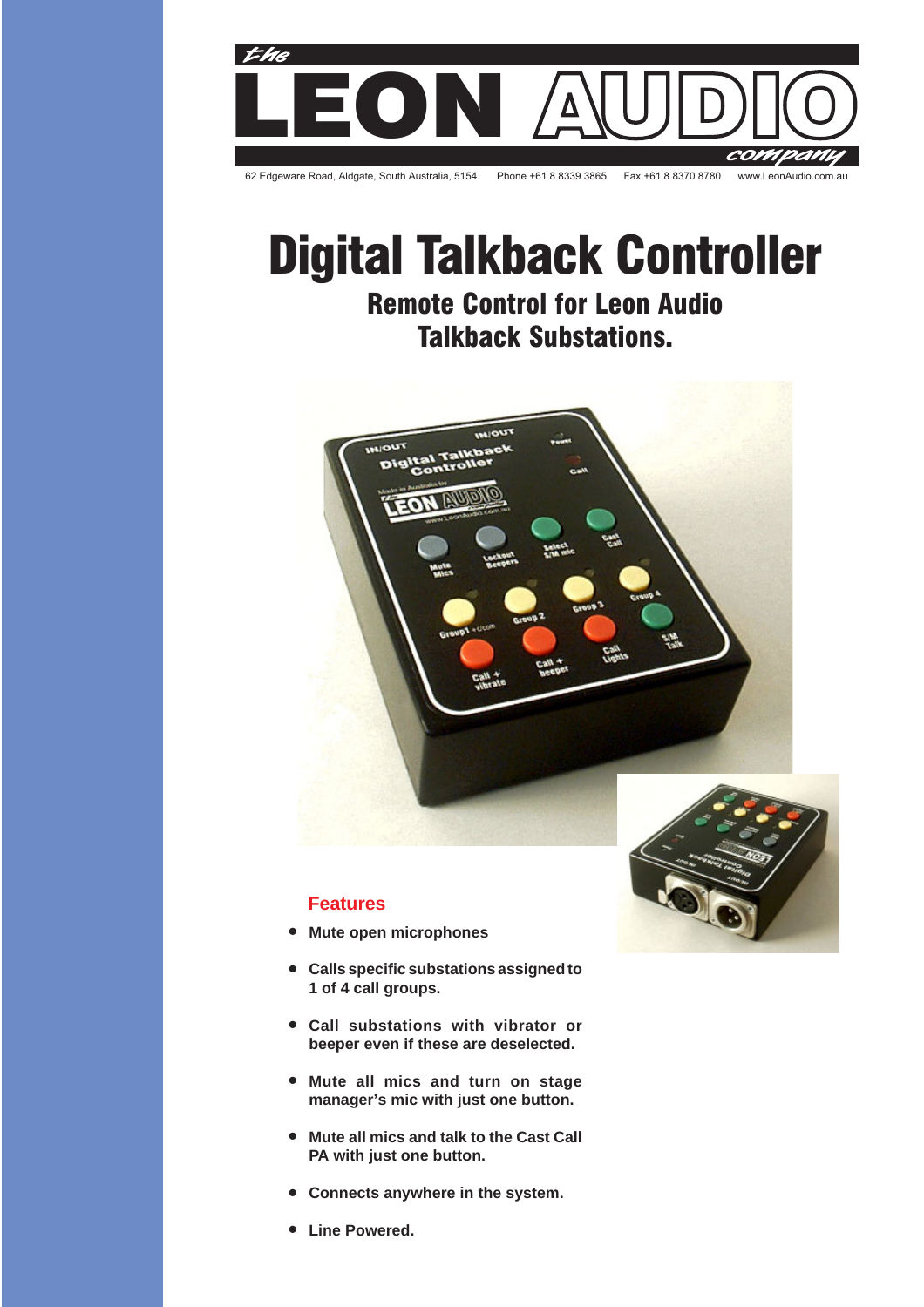the LEON AUDIO company

62 Edgeware Road, Aldgate, South Australia, 5154. Phone +61 8 8339 3865 Fax +61 8 8370 8780 www.LeonAudio.com.au

# Digital Talkback Controller

## Remote Control for Leon Audio Talkback Substations.

### Features

- Mute open microphones
- Calls specific substations assigned to 1 of 4 call groups.
- Call substations with vibrator or beeper even if these are deselected.
- Mute all mics and turn on stage manager's mic with just one button.
- Mute all mics and talk to the Cast Call PA with just one button.
- Connects anywhere in the system.
- Line Powered.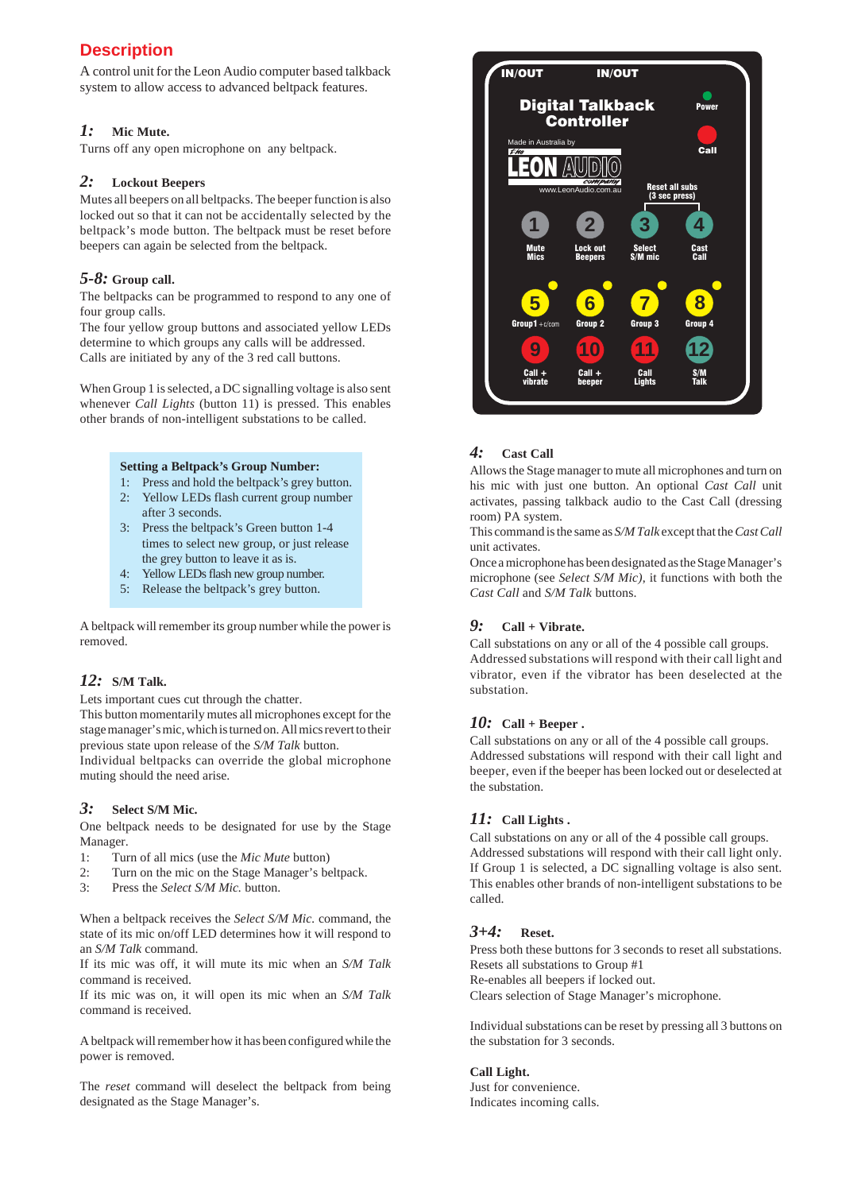## Description

A control unit for the Leon Audio computer based talkback system to allow access to advanced beltpack features.

### *1:* Mic Mute.

Turns off any open microphone on any beltpack.

### *2:* Lockout Beepers

Mutes all beepers on all beltpacks. The beeper function is also locked out so that it can not be accidentally selected by the beltpack's mode button. The beltpack must be reset before beepers can again be selected from the beltpack.

### *5-8:* Group call.

The beltpacks can be programmed to respond to any one of four group calls.
The four yellow group buttons and associated yellow LEDs determine to which groups any calls will be addressed.
Calls are initiated by any of the 3 red call buttons.

When Group 1 is selected, a DC signalling voltage is also sent whenever *Call Lights* (button 11) is pressed. This enables other brands of non-intelligent substations to be called.

**Setting a Beltpack's Group Number:**

1: Press and hold the beltpack's grey button.
2: Yellow LEDs flash current group number after 3 seconds.
3: Press the beltpack's Green button 1-4 times to select new group, or just release the grey button to leave it as is.
4: Yellow LEDs flash new group number.
5: Release the beltpack's grey button.

A beltpack will remember its group number while the power is removed.

### *12:* S/M Talk.

Lets important cues cut through the chatter.
This button momentarily mutes all microphones except for the stage manager's mic, which is turned on. All mics revert to their previous state upon release of the *S/M Talk* button.
Individual beltpacks can override the global microphone muting should the need arise.

### *3:* Select S/M Mic.

One beltpack needs to be designated for use by the Stage Manager.

1: Turn of all mics (use the *Mic Mute* button)
2: Turn on the mic on the Stage Manager's beltpack.
3: Press the *Select S/M Mic.* button.

When a beltpack receives the *Select S/M Mic.* command, the state of its mic on/off LED determines how it will respond to an *S/M Talk* command.
If its mic was off, it will mute its mic when an *S/M Talk* command is received.
If its mic was on, it will open its mic when an *S/M Talk* command is received.

A beltpack will remember how it has been configured while the power is removed.

The *reset* command will deselect the beltpack from being designated as the Stage Manager's.

IN/OUT IN/OUT

**Digital Talkback Controller**

Made in Australia by The LEON AUDIO company
www.LeonAudio.com.au

Power
Call

Reset all subs (3 sec press)

| 1 | 2 | 3 | 4 |
|---|---|---|---|
| Mute Mics | Lock out Beepers | Select S/M mic | Cast Call |
| 5 | 6 | 7 | 8 |
| Group1 +c/com | Group 2 | Group 3 | Group 4 |
| 9 | 10 | 11 | 12 |
| Call + vibrate | Call + beeper | Call Lights | S/M Talk |

### *4:* Cast Call

Allows the Stage manager to mute all microphones and turn on his mic with just one button. An optional *Cast Call* unit activates, passing talkback audio to the Cast Call (dressing room) PA system.
This command is the same as *S/M Talk* except that the *Cast Call* unit activates.
Once a microphone has been designated as the Stage Manager's microphone (see *Select S/M Mic)*, it functions with both the *Cast Call* and *S/M Talk* buttons.

### *9:* Call + Vibrate.

Call substations on any or all of the 4 possible call groups.
Addressed substations will respond with their call light and vibrator, even if the vibrator has been deselected at the substation.

### *10:* Call + Beeper .

Call substations on any or all of the 4 possible call groups.
Addressed substations will respond with their call light and beeper, even if the beeper has been locked out or deselected at the substation.

### *11:* Call Lights .

Call substations on any or all of the 4 possible call groups.
Addressed substations will respond with their call light only.
If Group 1 is selected, a DC signalling voltage is also sent.
This enables other brands of non-intelligent substations to be called.

### *3+4:* Reset.

Press both these buttons for 3 seconds to reset all substations.
Resets all substations to Group #1
Re-enables all beepers if locked out.
Clears selection of Stage Manager's microphone.

Individual substations can be reset by pressing all 3 buttons on the substation for 3 seconds.

### Call Light.

Just for convenience.
Indicates incoming calls.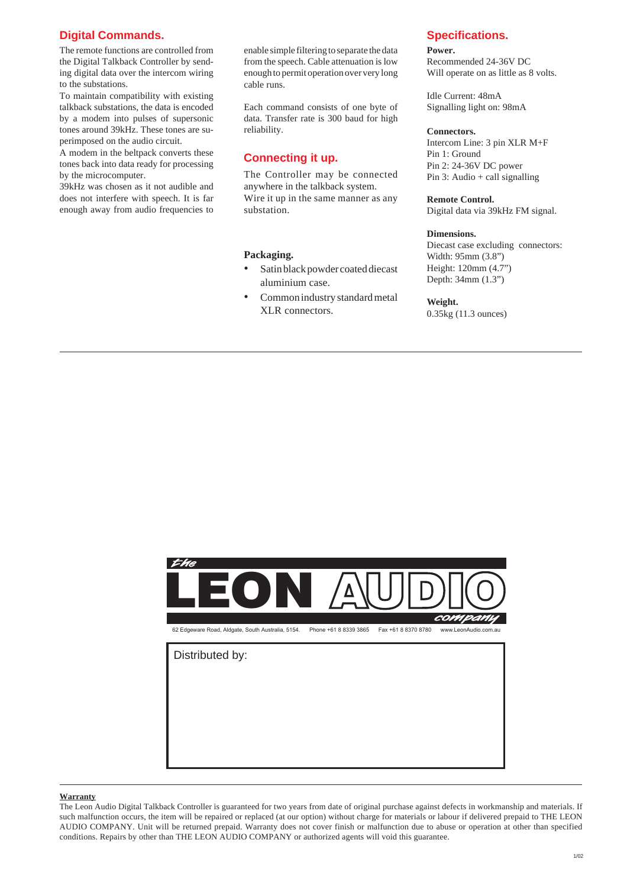## Digital Commands.

The remote functions are controlled from the Digital Talkback Controller by sending digital data over the intercom wiring to the substations.

To maintain compatibility with existing talkback substations, the data is encoded by a modem into pulses of supersonic tones around 39kHz. These tones are superimposed on the audio circuit.

A modem in the beltpack converts these tones back into data ready for processing by the microcomputer.

39kHz was chosen as it not audible and does not interfere with speech. It is far enough away from audio frequencies to enable simple filtering to separate the data from the speech. Cable attenuation is low enough to permit operation over very long cable runs.

Each command consists of one byte of data. Transfer rate is 300 baud for high reliability.

## Connecting it up.

The Controller may be connected anywhere in the talkback system. Wire it up in the same manner as any substation.

**Packaging.**

- Satin black powder coated diecast aluminium case.
- Common industry standard metal XLR connectors.

## Specifications.

**Power.**
Recommended 24-36V DC
Will operate on as little as 8 volts.

Idle Current: 48mA
Signalling light on: 98mA

**Connectors.**
Intercom Line: 3 pin XLR M+F
Pin 1: Ground
Pin 2: 24-36V DC power
Pin 3: Audio + call signalling

**Remote Control.**
Digital data via 39kHz FM signal.

**Dimensions.**
Diecast case excluding connectors:
Width: 95mm (3.8")
Height: 120mm (4.7")
Depth: 34mm (1.3")

**Weight.**
0.35kg (11.3 ounces)

the LEON AUDIO company

62 Edgeware Road, Aldgate, South Australia, 5154. Phone +61 8 8339 3865 Fax +61 8 8370 8780 www.LeonAudio.com.au

Distributed by:

**Warranty**

The Leon Audio Digital Talkback Controller is guaranteed for two years from date of original purchase against defects in workmanship and materials. If such malfunction occurs, the item will be repaired or replaced (at our option) without charge for materials or labour if delivered prepaid to THE LEON AUDIO COMPANY. Unit will be returned prepaid. Warranty does not cover finish or malfunction due to abuse or operation at other than specified conditions. Repairs by other than THE LEON AUDIO COMPANY or authorized agents will void this guarantee.

1/02